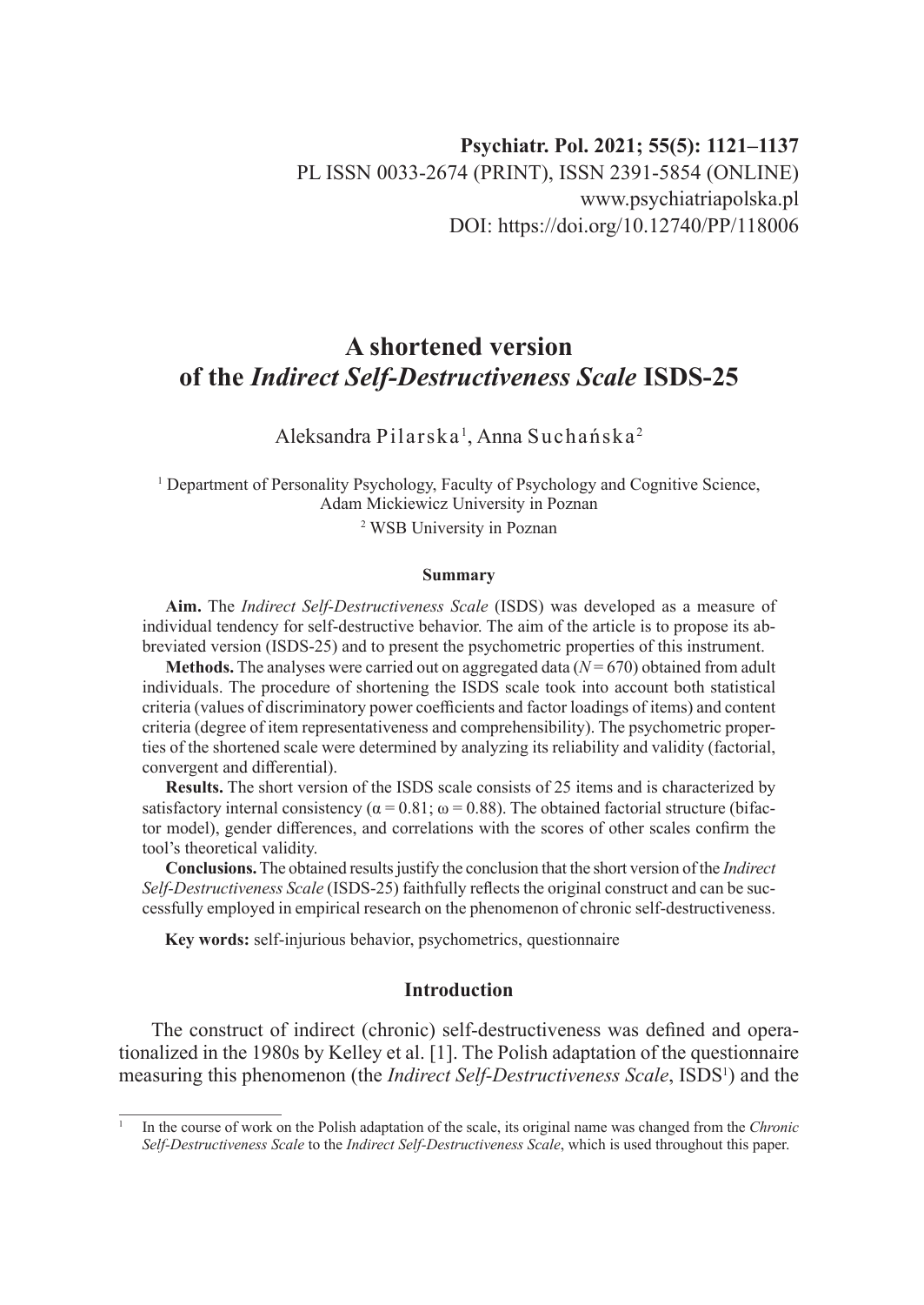**Psychiatr. Pol. 2021; 55(5): 1121–1137**
PL ISSN 0033-2674 (PRINT), ISSN 2391-5854 (ONLINE)
www.psychiatriapolska.pl
DOI: https://doi.org/10.12740/PP/118006

# A shortened version of the *Indirect Self-Destructiveness Scale* ISDS-25

Aleksandra Pilarska[1], Anna Suchańska[2]

[1] Department of Personality Psychology, Faculty of Psychology and Cognitive Science, Adam Mickiewicz University in Poznan

[2] WSB University in Poznan

### Summary

**Aim.** The *Indirect Self-Destructiveness Scale* (ISDS) was developed as a measure of individual tendency for self-destructive behavior. The aim of the article is to propose its abbreviated version (ISDS-25) and to present the psychometric properties of this instrument.

**Methods.** The analyses were carried out on aggregated data ($N = 670$) obtained from adult individuals. The procedure of shortening the ISDS scale took into account both statistical criteria (values of discriminatory power coefficients and factor loadings of items) and content criteria (degree of item representativeness and comprehensibility). The psychometric properties of the shortened scale were determined by analyzing its reliability and validity (factorial, convergent and differential).

**Results.** The short version of the ISDS scale consists of 25 items and is characterized by satisfactory internal consistency ($\alpha = 0.81$; $\omega = 0.88$). The obtained factorial structure (bifactor model), gender differences, and correlations with the scores of other scales confirm the tool's theoretical validity.

**Conclusions.** The obtained results justify the conclusion that the short version of the *Indirect Self-Destructiveness Scale* (ISDS-25) faithfully reflects the original construct and can be successfully employed in empirical research on the phenomenon of chronic self-destructiveness.

**Key words:** self-injurious behavior, psychometrics, questionnaire

## Introduction

The construct of indirect (chronic) self-destructiveness was defined and operationalized in the 1980s by Kelley et al. [1]. The Polish adaptation of the questionnaire measuring this phenomenon (the *Indirect Self-Destructiveness Scale*, ISDS[1]) and the

[1] In the course of work on the Polish adaptation of the scale, its original name was changed from the *Chronic Self-Destructiveness Scale* to the *Indirect Self-Destructiveness Scale*, which is used throughout this paper.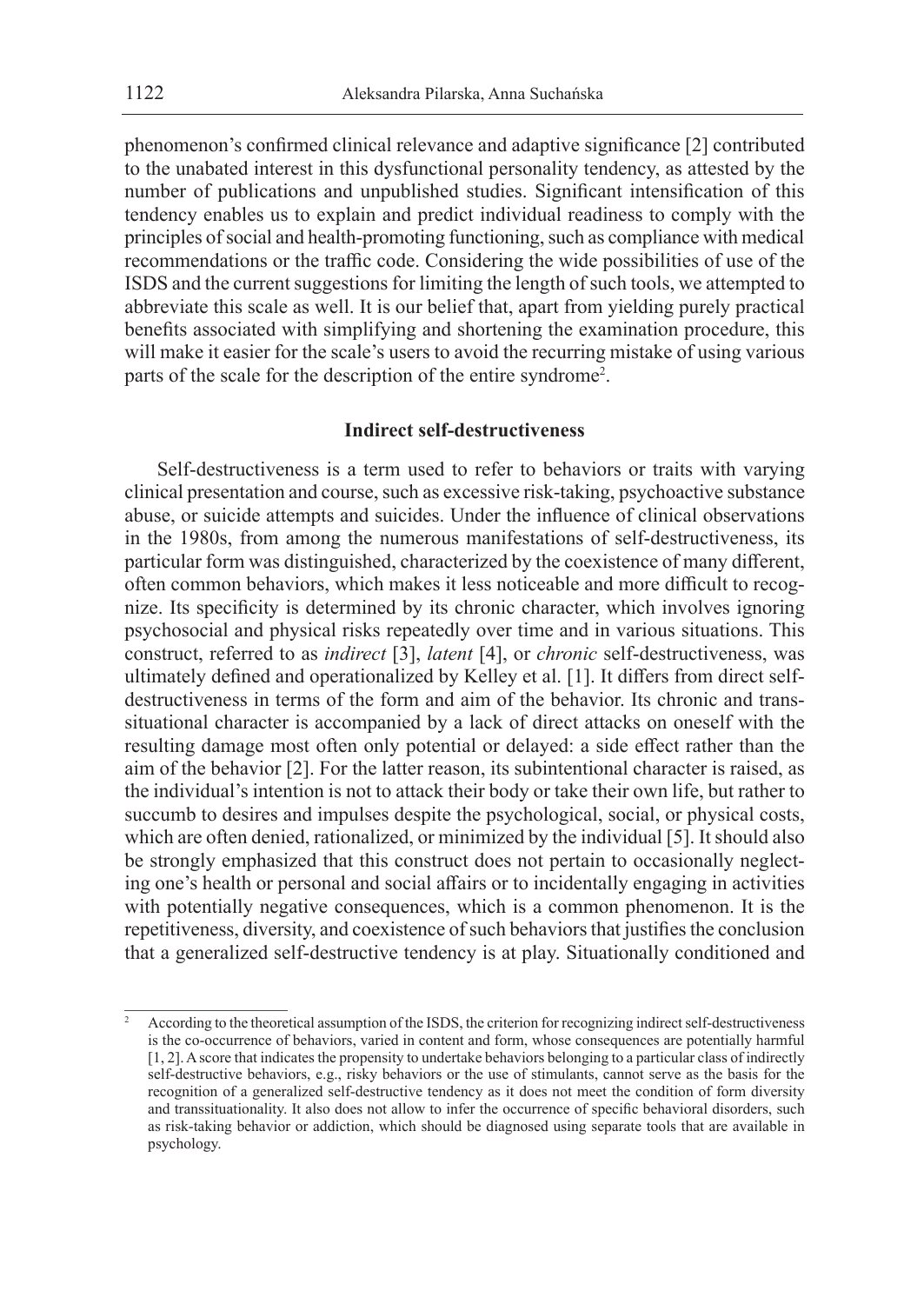phenomenon's confirmed clinical relevance and adaptive significance [2] contributed to the unabated interest in this dysfunctional personality tendency, as attested by the number of publications and unpublished studies. Significant intensification of this tendency enables us to explain and predict individual readiness to comply with the principles of social and health-promoting functioning, such as compliance with medical recommendations or the traffic code. Considering the wide possibilities of use of the ISDS and the current suggestions for limiting the length of such tools, we attempted to abbreviate this scale as well. It is our belief that, apart from yielding purely practical benefits associated with simplifying and shortening the examination procedure, this will make it easier for the scale's users to avoid the recurring mistake of using various parts of the scale for the description of the entire syndrome[2].

## Indirect self-destructiveness

Self-destructiveness is a term used to refer to behaviors or traits with varying clinical presentation and course, such as excessive risk-taking, psychoactive substance abuse, or suicide attempts and suicides. Under the influence of clinical observations in the 1980s, from among the numerous manifestations of self-destructiveness, its particular form was distinguished, characterized by the coexistence of many different, often common behaviors, which makes it less noticeable and more difficult to recognize. Its specificity is determined by its chronic character, which involves ignoring psychosocial and physical risks repeatedly over time and in various situations. This construct, referred to as *indirect* [3], *latent* [4], or *chronic* self-destructiveness, was ultimately defined and operationalized by Kelley et al. [1]. It differs from direct self-destructiveness in terms of the form and aim of the behavior. Its chronic and trans-situational character is accompanied by a lack of direct attacks on oneself with the resulting damage most often only potential or delayed: a side effect rather than the aim of the behavior [2]. For the latter reason, its subintentional character is raised, as the individual's intention is not to attack their body or take their own life, but rather to succumb to desires and impulses despite the psychological, social, or physical costs, which are often denied, rationalized, or minimized by the individual [5]. It should also be strongly emphasized that this construct does not pertain to occasionally neglecting one's health or personal and social affairs or to incidentally engaging in activities with potentially negative consequences, which is a common phenomenon. It is the repetitiveness, diversity, and coexistence of such behaviors that justifies the conclusion that a generalized self-destructive tendency is at play. Situationally conditioned and

---

[2] According to the theoretical assumption of the ISDS, the criterion for recognizing indirect self-destructiveness is the co-occurrence of behaviors, varied in content and form, whose consequences are potentially harmful [1, 2]. A score that indicates the propensity to undertake behaviors belonging to a particular class of indirectly self-destructive behaviors, e.g., risky behaviors or the use of stimulants, cannot serve as the basis for the recognition of a generalized self-destructive tendency as it does not meet the condition of form diversity and transsituationality. It also does not allow to infer the occurrence of specific behavioral disorders, such as risk-taking behavior or addiction, which should be diagnosed using separate tools that are available in psychology.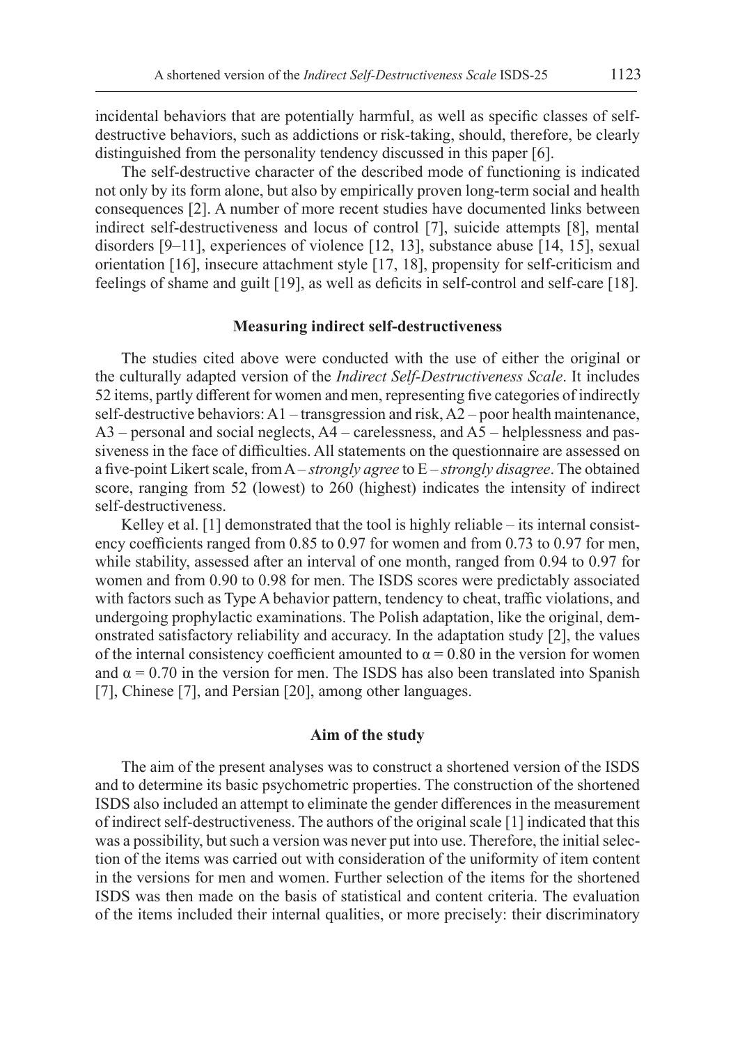incidental behaviors that are potentially harmful, as well as specific classes of self-destructive behaviors, such as addictions or risk-taking, should, therefore, be clearly distinguished from the personality tendency discussed in this paper [6].

The self-destructive character of the described mode of functioning is indicated not only by its form alone, but also by empirically proven long-term social and health consequences [2]. A number of more recent studies have documented links between indirect self-destructiveness and locus of control [7], suicide attempts [8], mental disorders [9–11], experiences of violence [12, 13], substance abuse [14, 15], sexual orientation [16], insecure attachment style [17, 18], propensity for self-criticism and feelings of shame and guilt [19], as well as deficits in self-control and self-care [18].

## Measuring indirect self-destructiveness

The studies cited above were conducted with the use of either the original or the culturally adapted version of the *Indirect Self-Destructiveness Scale*. It includes 52 items, partly different for women and men, representing five categories of indirectly self-destructive behaviors: A1 – transgression and risk, A2 – poor health maintenance, A3 – personal and social neglects, A4 – carelessness, and A5 – helplessness and passiveness in the face of difficulties. All statements on the questionnaire are assessed on a five-point Likert scale, from A – *strongly agree* to E – *strongly disagree*. The obtained score, ranging from 52 (lowest) to 260 (highest) indicates the intensity of indirect self-destructiveness.

Kelley et al. [1] demonstrated that the tool is highly reliable – its internal consistency coefficients ranged from 0.85 to 0.97 for women and from 0.73 to 0.97 for men, while stability, assessed after an interval of one month, ranged from 0.94 to 0.97 for women and from 0.90 to 0.98 for men. The ISDS scores were predictably associated with factors such as Type A behavior pattern, tendency to cheat, traffic violations, and undergoing prophylactic examinations. The Polish adaptation, like the original, demonstrated satisfactory reliability and accuracy. In the adaptation study [2], the values of the internal consistency coefficient amounted to $\alpha = 0.80$ in the version for women and $\alpha = 0.70$ in the version for men. The ISDS has also been translated into Spanish [7], Chinese [7], and Persian [20], among other languages.

## Aim of the study

The aim of the present analyses was to construct a shortened version of the ISDS and to determine its basic psychometric properties. The construction of the shortened ISDS also included an attempt to eliminate the gender differences in the measurement of indirect self-destructiveness. The authors of the original scale [1] indicated that this was a possibility, but such a version was never put into use. Therefore, the initial selection of the items was carried out with consideration of the uniformity of item content in the versions for men and women. Further selection of the items for the shortened ISDS was then made on the basis of statistical and content criteria. The evaluation of the items included their internal qualities, or more precisely: their discriminatory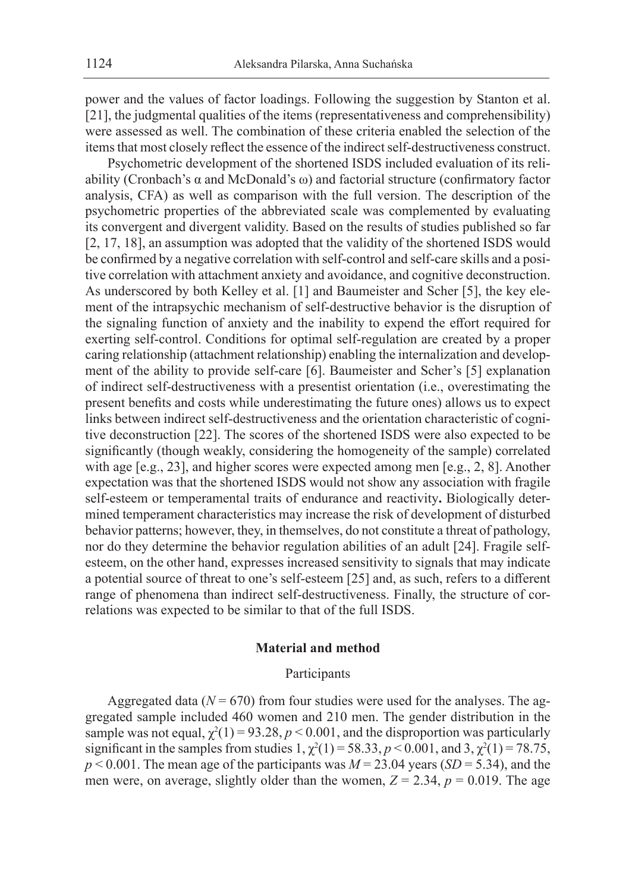power and the values of factor loadings. Following the suggestion by Stanton et al. [21], the judgmental qualities of the items (representativeness and comprehensibility) were assessed as well. The combination of these criteria enabled the selection of the items that most closely reflect the essence of the indirect self-destructiveness construct.

Psychometric development of the shortened ISDS included evaluation of its reliability (Cronbach's α and McDonald's ω) and factorial structure (confirmatory factor analysis, CFA) as well as comparison with the full version. The description of the psychometric properties of the abbreviated scale was complemented by evaluating its convergent and divergent validity. Based on the results of studies published so far [2, 17, 18], an assumption was adopted that the validity of the shortened ISDS would be confirmed by a negative correlation with self-control and self-care skills and a positive correlation with attachment anxiety and avoidance, and cognitive deconstruction. As underscored by both Kelley et al. [1] and Baumeister and Scher [5], the key element of the intrapsychic mechanism of self-destructive behavior is the disruption of the signaling function of anxiety and the inability to expend the effort required for exerting self-control. Conditions for optimal self-regulation are created by a proper caring relationship (attachment relationship) enabling the internalization and development of the ability to provide self-care [6]. Baumeister and Scher's [5] explanation of indirect self-destructiveness with a presentist orientation (i.e., overestimating the present benefits and costs while underestimating the future ones) allows us to expect links between indirect self-destructiveness and the orientation characteristic of cognitive deconstruction [22]. The scores of the shortened ISDS were also expected to be significantly (though weakly, considering the homogeneity of the sample) correlated with age [e.g., 23], and higher scores were expected among men [e.g., 2, 8]. Another expectation was that the shortened ISDS would not show any association with fragile self-esteem or temperamental traits of endurance and reactivity**.** Biologically determined temperament characteristics may increase the risk of development of disturbed behavior patterns; however, they, in themselves, do not constitute a threat of pathology, nor do they determine the behavior regulation abilities of an adult [24]. Fragile self-esteem, on the other hand, expresses increased sensitivity to signals that may indicate a potential source of threat to one's self-esteem [25] and, as such, refers to a different range of phenomena than indirect self-destructiveness. Finally, the structure of correlations was expected to be similar to that of the full ISDS.

## Material and method

### Participants

Aggregated data ($N = 670$) from four studies were used for the analyses. The aggregated sample included 460 women and 210 men. The gender distribution in the sample was not equal, $\chi^2(1) = 93.28$, $p < 0.001$, and the disproportion was particularly significant in the samples from studies 1, $\chi^2(1) = 58.33$, $p < 0.001$, and 3, $\chi^2(1) = 78.75$, $p < 0.001$. The mean age of the participants was $M = 23.04$ years ($SD = 5.34$), and the men were, on average, slightly older than the women, $Z = 2.34$, $p = 0.019$. The age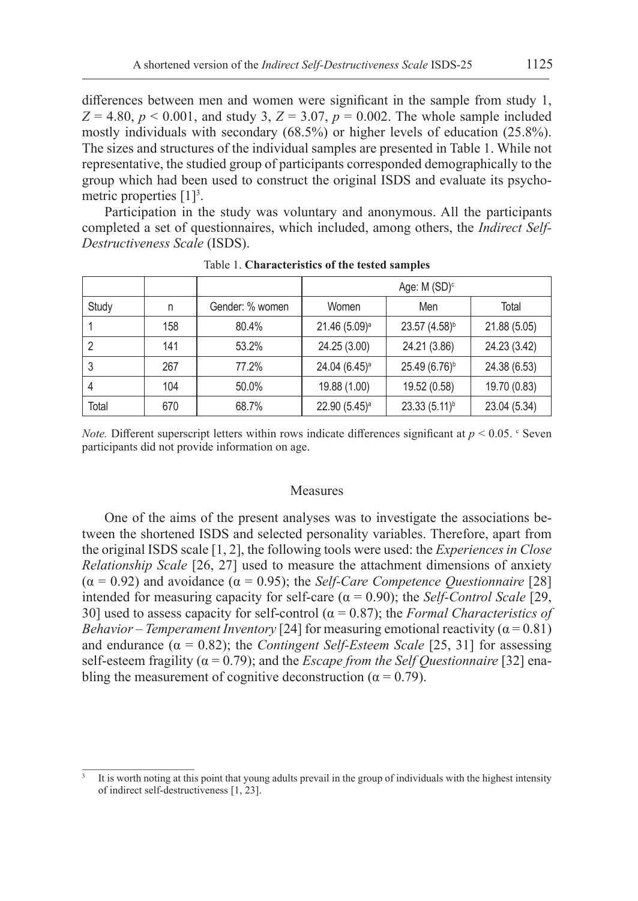differences between men and women were significant in the sample from study 1, $Z = 4.80$, $p < 0.001$, and study 3, $Z = 3.07$, $p = 0.002$. The whole sample included mostly individuals with secondary (68.5%) or higher levels of education (25.8%). The sizes and structures of the individual samples are presented in Table 1. While not representative, the studied group of participants corresponded demographically to the group which had been used to construct the original ISDS and evaluate its psychometric properties [1][3].

Participation in the study was voluntary and anonymous. All the participants completed a set of questionnaires, which included, among others, the *Indirect Self-Destructiveness Scale* (ISDS).

Table 1. **Characteristics of the tested samples**

| | | | Age: M (SD)[c] | | |
|---|---|---|---|---|---|
| Study | n | Gender: % women | Women | Men | Total |
| 1 | 158 | 80.4% | 21.46 (5.09)[a] | 23.57 (4.58)[b] | 21.88 (5.05) |
| 2 | 141 | 53.2% | 24.25 (3.00) | 24.21 (3.86) | 24.23 (3.42) |
| 3 | 267 | 77.2% | 24.04 (6.45)[a] | 25.49 (6.76)[b] | 24.38 (6.53) |
| 4 | 104 | 50.0% | 19.88 (1.00) | 19.52 (0.58) | 19.70 (0.83) |
| Total | 670 | 68.7% | 22.90 (5.45)[a] | 23.33 (5.11)[b] | 23.04 (5.34) |

*Note.* Different superscript letters within rows indicate differences significant at $p < 0.05$. [c] Seven participants did not provide information on age.

## Measures

One of the aims of the present analyses was to investigate the associations between the shortened ISDS and selected personality variables. Therefore, apart from the original ISDS scale [1, 2], the following tools were used: the *Experiences in Close Relationship Scale* [26, 27] used to measure the attachment dimensions of anxiety ($\alpha = 0.92$) and avoidance ($\alpha = 0.95$); the *Self-Care Competence Questionnaire* [28] intended for measuring capacity for self-care ($\alpha = 0.90$); the *Self-Control Scale* [29, 30] used to assess capacity for self-control ($\alpha = 0.87$); the *Formal Characteristics of Behavior – Temperament Inventory* [24] for measuring emotional reactivity ($\alpha = 0.81$) and endurance ($\alpha = 0.82$); the *Contingent Self-Esteem Scale* [25, 31] for assessing self-esteem fragility ($\alpha = 0.79$); and the *Escape from the Self Questionnaire* [32] enabling the measurement of cognitive deconstruction ($\alpha = 0.79$).

[3] It is worth noting at this point that young adults prevail in the group of individuals with the highest intensity of indirect self-destructiveness [1, 23].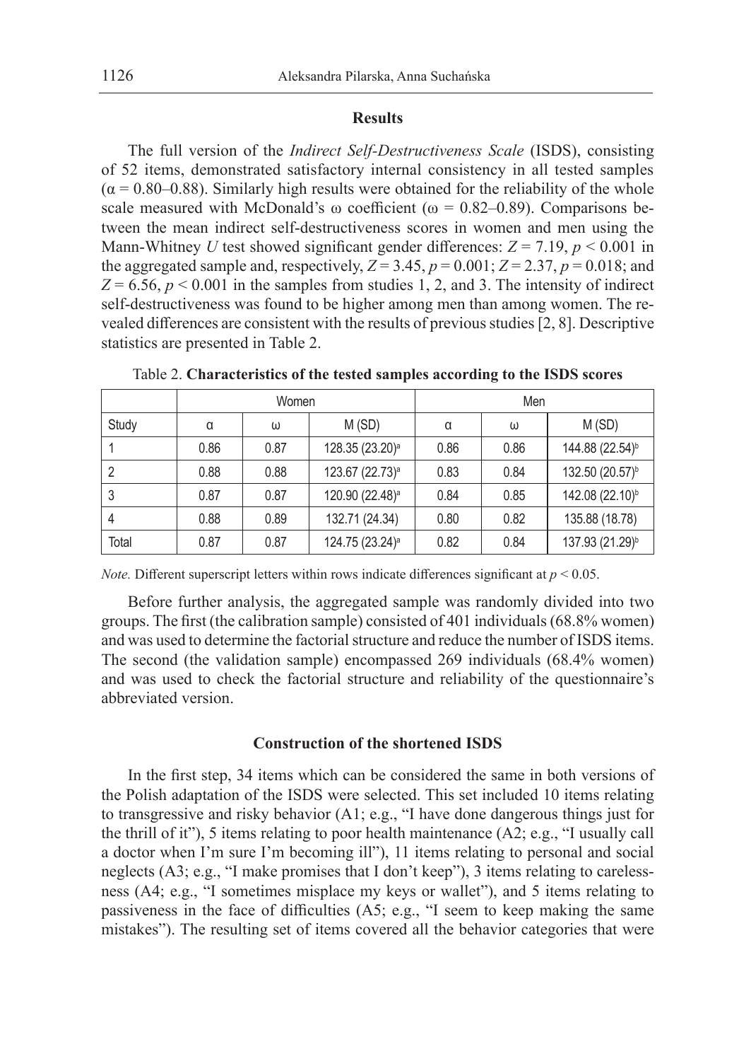## Results

The full version of the *Indirect Self-Destructiveness Scale* (ISDS), consisting of 52 items, demonstrated satisfactory internal consistency in all tested samples ($\alpha = 0.80–0.88$). Similarly high results were obtained for the reliability of the whole scale measured with McDonald's ω coefficient ($\omega = 0.82–0.89$). Comparisons between the mean indirect self-destructiveness scores in women and men using the Mann-Whitney $U$ test showed significant gender differences: $Z = 7.19$, $p < 0.001$ in the aggregated sample and, respectively, $Z = 3.45$, $p = 0.001$; $Z = 2.37$, $p = 0.018$; and $Z = 6.56$, $p < 0.001$ in the samples from studies 1, 2, and 3. The intensity of indirect self-destructiveness was found to be higher among men than among women. The revealed differences are consistent with the results of previous studies [2, 8]. Descriptive statistics are presented in Table 2.

Table 2. **Characteristics of the tested samples according to the ISDS scores**

| | Women | | | Men | | |
|---|---|---|---|---|---|---|
| Study | α | ω | M (SD) | α | ω | M (SD) |
| 1 | 0.86 | 0.87 | 128.35 (23.20)[a] | 0.86 | 0.86 | 144.88 (22.54)[b] |
| 2 | 0.88 | 0.88 | 123.67 (22.73)[a] | 0.83 | 0.84 | 132.50 (20.57)[b] |
| 3 | 0.87 | 0.87 | 120.90 (22.48)[a] | 0.84 | 0.85 | 142.08 (22.10)[b] |
| 4 | 0.88 | 0.89 | 132.71 (24.34) | 0.80 | 0.82 | 135.88 (18.78) |
| Total | 0.87 | 0.87 | 124.75 (23.24)[a] | 0.82 | 0.84 | 137.93 (21.29)[b] |

*Note.* Different superscript letters within rows indicate differences significant at $p < 0.05$.

Before further analysis, the aggregated sample was randomly divided into two groups. The first (the calibration sample) consisted of 401 individuals (68.8% women) and was used to determine the factorial structure and reduce the number of ISDS items. The second (the validation sample) encompassed 269 individuals (68.4% women) and was used to check the factorial structure and reliability of the questionnaire's abbreviated version.

## Construction of the shortened ISDS

In the first step, 34 items which can be considered the same in both versions of the Polish adaptation of the ISDS were selected. This set included 10 items relating to transgressive and risky behavior (A1; e.g., "I have done dangerous things just for the thrill of it"), 5 items relating to poor health maintenance (A2; e.g., "I usually call a doctor when I'm sure I'm becoming ill"), 11 items relating to personal and social neglects (A3; e.g., "I make promises that I don't keep"), 3 items relating to carelessness (A4; e.g., "I sometimes misplace my keys or wallet"), and 5 items relating to passiveness in the face of difficulties (A5; e.g., "I seem to keep making the same mistakes"). The resulting set of items covered all the behavior categories that were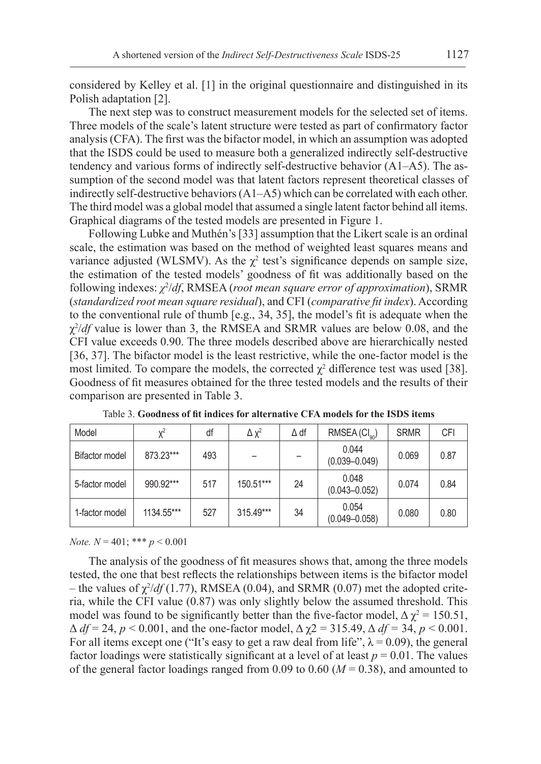considered by Kelley et al. [1] in the original questionnaire and distinguished in its Polish adaptation [2].

The next step was to construct measurement models for the selected set of items. Three models of the scale's latent structure were tested as part of confirmatory factor analysis (CFA). The first was the bifactor model, in which an assumption was adopted that the ISDS could be used to measure both a generalized indirectly self-destructive tendency and various forms of indirectly self-destructive behavior (A1–A5). The assumption of the second model was that latent factors represent theoretical classes of indirectly self-destructive behaviors (A1–A5) which can be correlated with each other. The third model was a global model that assumed a single latent factor behind all items. Graphical diagrams of the tested models are presented in Figure 1.

Following Lubke and Muthén's [33] assumption that the Likert scale is an ordinal scale, the estimation was based on the method of weighted least squares means and variance adjusted (WLSMV). As the $\chi^2$ test's significance depends on sample size, the estimation of the tested models' goodness of fit was additionally based on the following indexes: $\chi^2/df$, RMSEA (*root mean square error of approximation*), SRMR (*standardized root mean square residual*), and CFI (*comparative fit index*). According to the conventional rule of thumb [e.g., 34, 35], the model's fit is adequate when the $\chi^2/df$ value is lower than 3, the RMSEA and SRMR values are below 0.08, and the CFI value exceeds 0.90. The three models described above are hierarchically nested [36, 37]. The bifactor model is the least restrictive, while the one-factor model is the most limited. To compare the models, the corrected $\chi^2$ difference test was used [38]. Goodness of fit measures obtained for the three tested models and the results of their comparison are presented in Table 3.

Table 3. **Goodness of fit indices for alternative CFA models for the ISDS items**

| Model | $\chi^2$ | df | $\Delta\,\chi^2$ | $\Delta$ df | RMSEA ($CI_{90}$) | SRMR | CFI |
|---|---|---|---|---|---|---|---|
| Bifactor model | 873.23*** | 493 | – | – | 0.044 (0.039–0.049) | 0.069 | 0.87 |
| 5-factor model | 990.92*** | 517 | 150.51*** | 24 | 0.048 (0.043–0.052) | 0.074 | 0.84 |
| 1-factor model | 1134.55*** | 527 | 315.49*** | 34 | 0.054 (0.049–0.058) | 0.080 | 0.80 |

*Note.* $N = 401$; *** $p < 0.001$

The analysis of the goodness of fit measures shows that, among the three models tested, the one that best reflects the relationships between items is the bifactor model – the values of $\chi^2/df$ (1.77), RMSEA (0.04), and SRMR (0.07) met the adopted criteria, while the CFI value (0.87) was only slightly below the assumed threshold. This model was found to be significantly better than the five-factor model, $\Delta\,\chi^2 = 150.51$, $\Delta\,df = 24$, $p < 0.001$, and the one-factor model, $\Delta\,\chi2 = 315.49$, $\Delta\,df = 34$, $p < 0.001$. For all items except one ("It's easy to get a raw deal from life", $\lambda = 0.09$), the general factor loadings were statistically significant at a level of at least $p = 0.01$. The values of the general factor loadings ranged from 0.09 to 0.60 ($M = 0.38$), and amounted to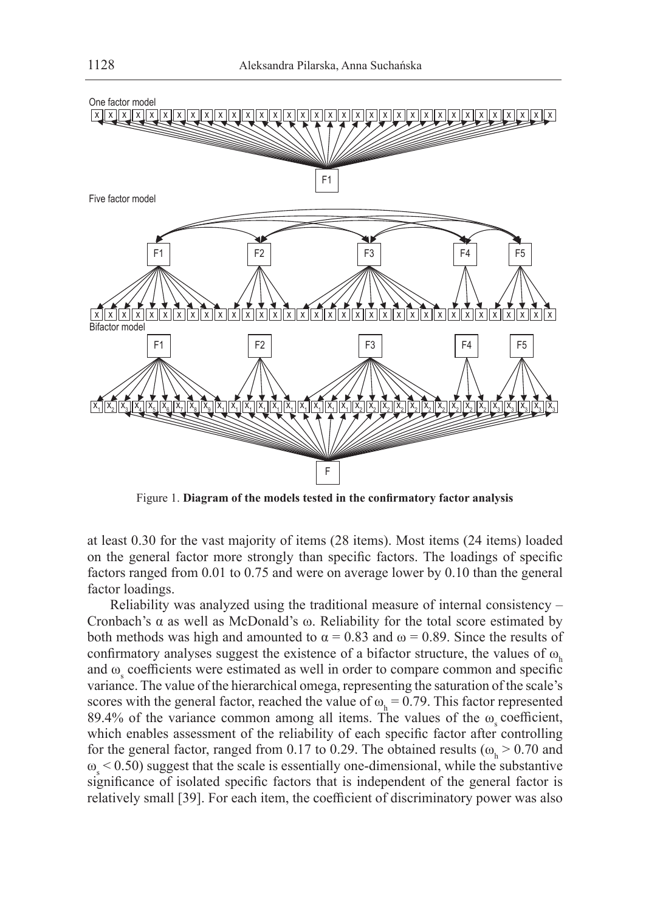Figure 1. **Diagram of the models tested in the confirmatory factor analysis**

at least 0.30 for the vast majority of items (28 items). Most items (24 items) loaded on the general factor more strongly than specific factors. The loadings of specific factors ranged from 0.01 to 0.75 and were on average lower by 0.10 than the general factor loadings.

Reliability was analyzed using the traditional measure of internal consistency – Cronbach's α as well as McDonald's ω. Reliability for the total score estimated by both methods was high and amounted to $\alpha = 0.83$ and $\omega = 0.89$. Since the results of confirmatory analyses suggest the existence of a bifactor structure, the values of $\omega_h$ and $\omega_s$ coefficients were estimated as well in order to compare common and specific variance. The value of the hierarchical omega, representing the saturation of the scale's scores with the general factor, reached the value of $\omega_h = 0.79$. This factor represented 89.4% of the variance common among all items. The values of the $\omega_s$ coefficient, which enables assessment of the reliability of each specific factor after controlling for the general factor, ranged from 0.17 to 0.29. The obtained results ($\omega_h > 0.70$ and $\omega_s < 0.50$) suggest that the scale is essentially one-dimensional, while the substantive significance of isolated specific factors that is independent of the general factor is relatively small [39]. For each item, the coefficient of discriminatory power was also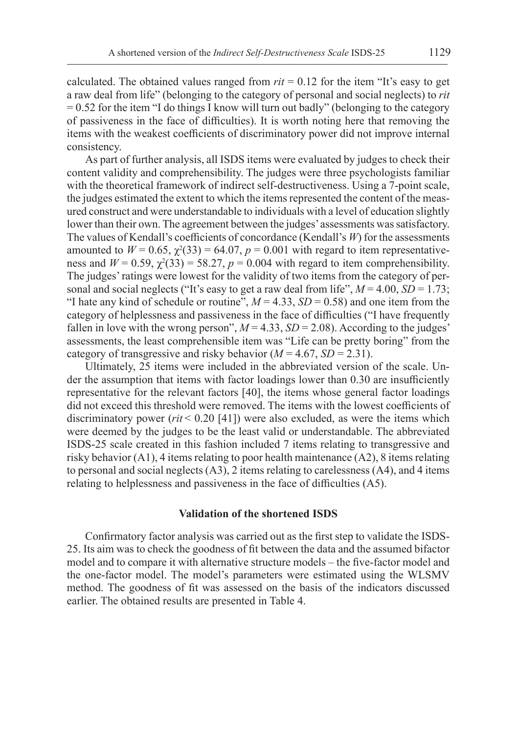calculated. The obtained values ranged from *rit* = 0.12 for the item "It's easy to get a raw deal from life" (belonging to the category of personal and social neglects) to *rit* = 0.52 for the item "I do things I know will turn out badly" (belonging to the category of passiveness in the face of difficulties). It is worth noting here that removing the items with the weakest coefficients of discriminatory power did not improve internal consistency.

As part of further analysis, all ISDS items were evaluated by judges to check their content validity and comprehensibility. The judges were three psychologists familiar with the theoretical framework of indirect self-destructiveness. Using a 7-point scale, the judges estimated the extent to which the items represented the content of the measured construct and were understandable to individuals with a level of education slightly lower than their own. The agreement between the judges' assessments was satisfactory. The values of Kendall's coefficients of concordance (Kendall's *W*) for the assessments amounted to $W = 0.65$, $\chi^2(33) = 64.07$, $p = 0.001$ with regard to item representativeness and $W = 0.59$, $\chi^2(33) = 58.27$, $p = 0.004$ with regard to item comprehensibility. The judges' ratings were lowest for the validity of two items from the category of personal and social neglects ("It's easy to get a raw deal from life", $M = 4.00$, $SD = 1.73$; "I hate any kind of schedule or routine", $M = 4.33$, $SD = 0.58$) and one item from the category of helplessness and passiveness in the face of difficulties ("I have frequently fallen in love with the wrong person", $M = 4.33$, $SD = 2.08$). According to the judges' assessments, the least comprehensible item was "Life can be pretty boring" from the category of transgressive and risky behavior ($M = 4.67$, $SD = 2.31$).

Ultimately, 25 items were included in the abbreviated version of the scale. Under the assumption that items with factor loadings lower than 0.30 are insufficiently representative for the relevant factors [40], the items whose general factor loadings did not exceed this threshold were removed. The items with the lowest coefficients of discriminatory power (*rit* < 0.20 [41]) were also excluded, as were the items which were deemed by the judges to be the least valid or understandable. The abbreviated ISDS-25 scale created in this fashion included 7 items relating to transgressive and risky behavior (A1), 4 items relating to poor health maintenance (A2), 8 items relating to personal and social neglects (A3), 2 items relating to carelessness (A4), and 4 items relating to helplessness and passiveness in the face of difficulties (A5).

### Validation of the shortened ISDS

Confirmatory factor analysis was carried out as the first step to validate the ISDS-25. Its aim was to check the goodness of fit between the data and the assumed bifactor model and to compare it with alternative structure models – the five-factor model and the one-factor model. The model's parameters were estimated using the WLSMV method. The goodness of fit was assessed on the basis of the indicators discussed earlier. The obtained results are presented in Table 4.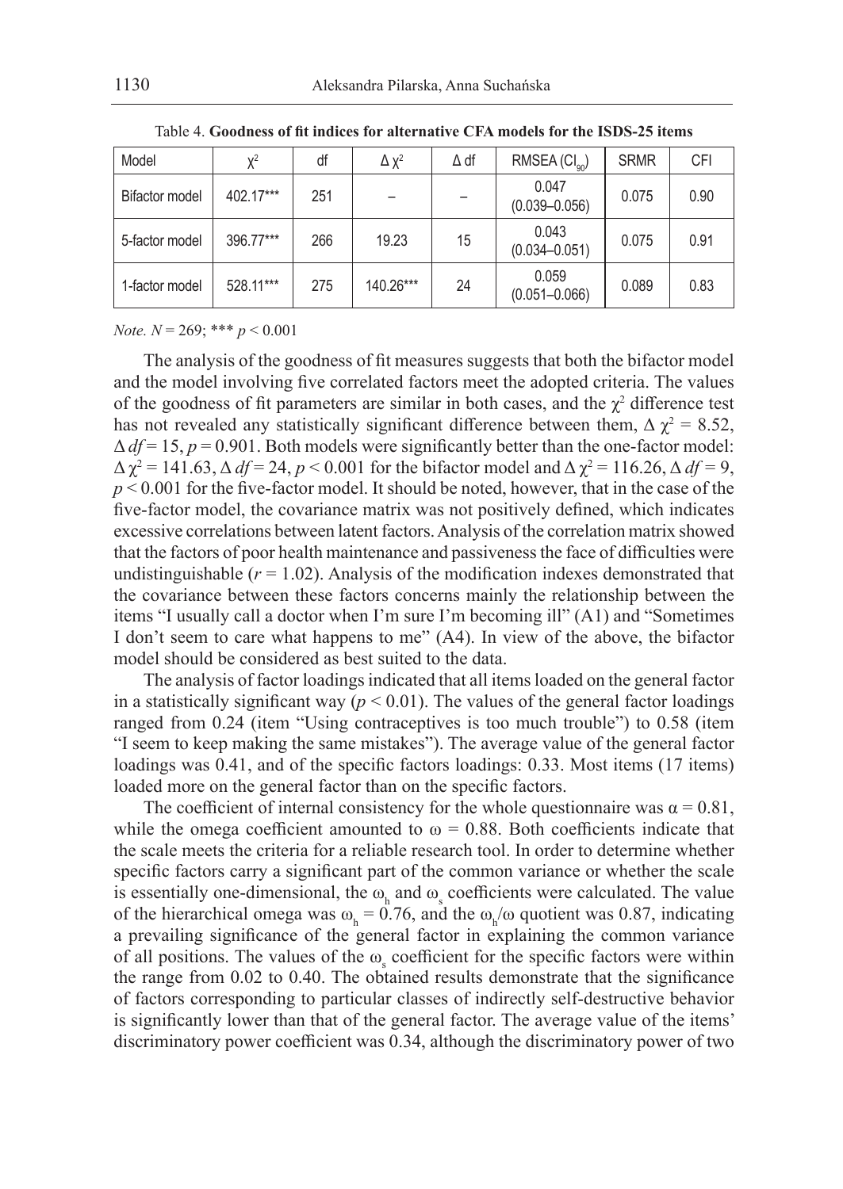Table 4. **Goodness of fit indices for alternative CFA models for the ISDS-25 items**

| Model | $\chi^2$ | df | $\Delta\chi^2$ | $\Delta$ df | RMSEA ($CI_{90}$) | SRMR | CFI |
|---|---|---|---|---|---|---|---|
| Bifactor model | 402.17*** | 251 | – | – | 0.047 (0.039–0.056) | 0.075 | 0.90 |
| 5-factor model | 396.77*** | 266 | 19.23 | 15 | 0.043 (0.034–0.051) | 0.075 | 0.91 |
| 1-factor model | 528.11*** | 275 | 140.26*** | 24 | 0.059 (0.051–0.066) | 0.089 | 0.83 |

*Note.* $N = 269$; *** $p < 0.001$

The analysis of the goodness of fit measures suggests that both the bifactor model and the model involving five correlated factors meet the adopted criteria. The values of the goodness of fit parameters are similar in both cases, and the $\chi^2$ difference test has not revealed any statistically significant difference between them, $\Delta\chi^2 = 8.52$, $\Delta df = 15$, $p = 0.901$. Both models were significantly better than the one-factor model: $\Delta\chi^2 = 141.63$, $\Delta df = 24$, $p < 0.001$ for the bifactor model and $\Delta\chi^2 = 116.26$, $\Delta df = 9$, $p < 0.001$ for the five-factor model. It should be noted, however, that in the case of the five-factor model, the covariance matrix was not positively defined, which indicates excessive correlations between latent factors. Analysis of the correlation matrix showed that the factors of poor health maintenance and passiveness the face of difficulties were undistinguishable ($r = 1.02$). Analysis of the modification indexes demonstrated that the covariance between these factors concerns mainly the relationship between the items "I usually call a doctor when I'm sure I'm becoming ill" (A1) and "Sometimes I don't seem to care what happens to me" (A4). In view of the above, the bifactor model should be considered as best suited to the data.

The analysis of factor loadings indicated that all items loaded on the general factor in a statistically significant way ($p < 0.01$). The values of the general factor loadings ranged from 0.24 (item "Using contraceptives is too much trouble") to 0.58 (item "I seem to keep making the same mistakes"). The average value of the general factor loadings was 0.41, and of the specific factors loadings: 0.33. Most items (17 items) loaded more on the general factor than on the specific factors.

The coefficient of internal consistency for the whole questionnaire was $\alpha = 0.81$, while the omega coefficient amounted to $\omega = 0.88$. Both coefficients indicate that the scale meets the criteria for a reliable research tool. In order to determine whether specific factors carry a significant part of the common variance or whether the scale is essentially one-dimensional, the $\omega_h$ and $\omega_s$ coefficients were calculated. The value of the hierarchical omega was $\omega_h = 0.76$, and the $\omega_h/\omega$ quotient was 0.87, indicating a prevailing significance of the general factor in explaining the common variance of all positions. The values of the $\omega_s$ coefficient for the specific factors were within the range from 0.02 to 0.40. The obtained results demonstrate that the significance of factors corresponding to particular classes of indirectly self-destructive behavior is significantly lower than that of the general factor. The average value of the items' discriminatory power coefficient was 0.34, although the discriminatory power of two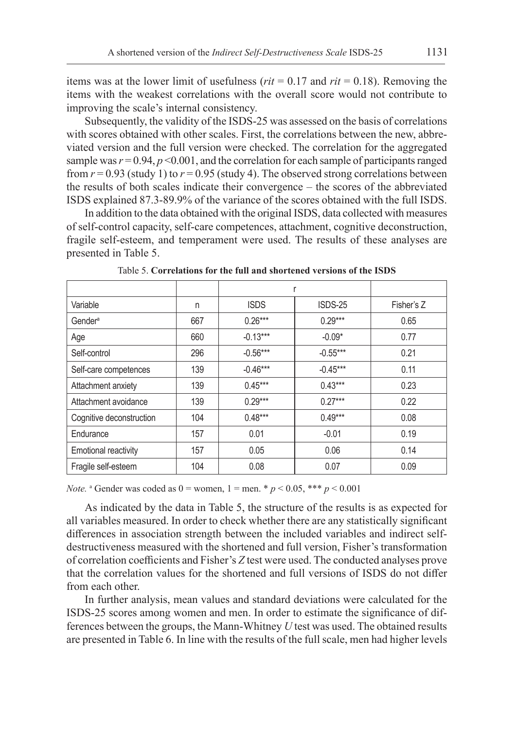items was at the lower limit of usefulness (*rit* = 0.17 and *rit* = 0.18). Removing the items with the weakest correlations with the overall score would not contribute to improving the scale's internal consistency.

Subsequently, the validity of the ISDS-25 was assessed on the basis of correlations with scores obtained with other scales. First, the correlations between the new, abbreviated version and the full version were checked. The correlation for the aggregated sample was $r = 0.94$, $p < 0.001$, and the correlation for each sample of participants ranged from $r = 0.93$ (study 1) to $r = 0.95$ (study 4). The observed strong correlations between the results of both scales indicate their convergence – the scores of the abbreviated ISDS explained 87.3-89.9% of the variance of the scores obtained with the full ISDS.

In addition to the data obtained with the original ISDS, data collected with measures of self-control capacity, self-care competences, attachment, cognitive deconstruction, fragile self-esteem, and temperament were used. The results of these analyses are presented in Table 5.

Table 5. **Correlations for the full and shortened versions of the ISDS**

| | | r | | |
|---|---|---|---|---|
| Variable | n | ISDS | ISDS-25 | Fisher's Z |
| Gender[a] | 667 | 0.26*** | 0.29*** | 0.65 |
| Age | 660 | -0.13*** | -0.09* | 0.77 |
| Self-control | 296 | -0.56*** | -0.55*** | 0.21 |
| Self-care competences | 139 | -0.46*** | -0.45*** | 0.11 |
| Attachment anxiety | 139 | 0.45*** | 0.43*** | 0.23 |
| Attachment avoidance | 139 | 0.29*** | 0.27*** | 0.22 |
| Cognitive deconstruction | 104 | 0.48*** | 0.49*** | 0.08 |
| Endurance | 157 | 0.01 | -0.01 | 0.19 |
| Emotional reactivity | 157 | 0.05 | 0.06 | 0.14 |
| Fragile self-esteem | 104 | 0.08 | 0.07 | 0.09 |

*Note.* [a] Gender was coded as 0 = women, 1 = men. * $p < 0.05$, *** $p < 0.001$

As indicated by the data in Table 5, the structure of the results is as expected for all variables measured. In order to check whether there are any statistically significant differences in association strength between the included variables and indirect self-destructiveness measured with the shortened and full version, Fisher's transformation of correlation coefficients and Fisher's *Z* test were used. The conducted analyses prove that the correlation values for the shortened and full versions of ISDS do not differ from each other.

In further analysis, mean values and standard deviations were calculated for the ISDS-25 scores among women and men. In order to estimate the significance of differences between the groups, the Mann-Whitney *U* test was used. The obtained results are presented in Table 6. In line with the results of the full scale, men had higher levels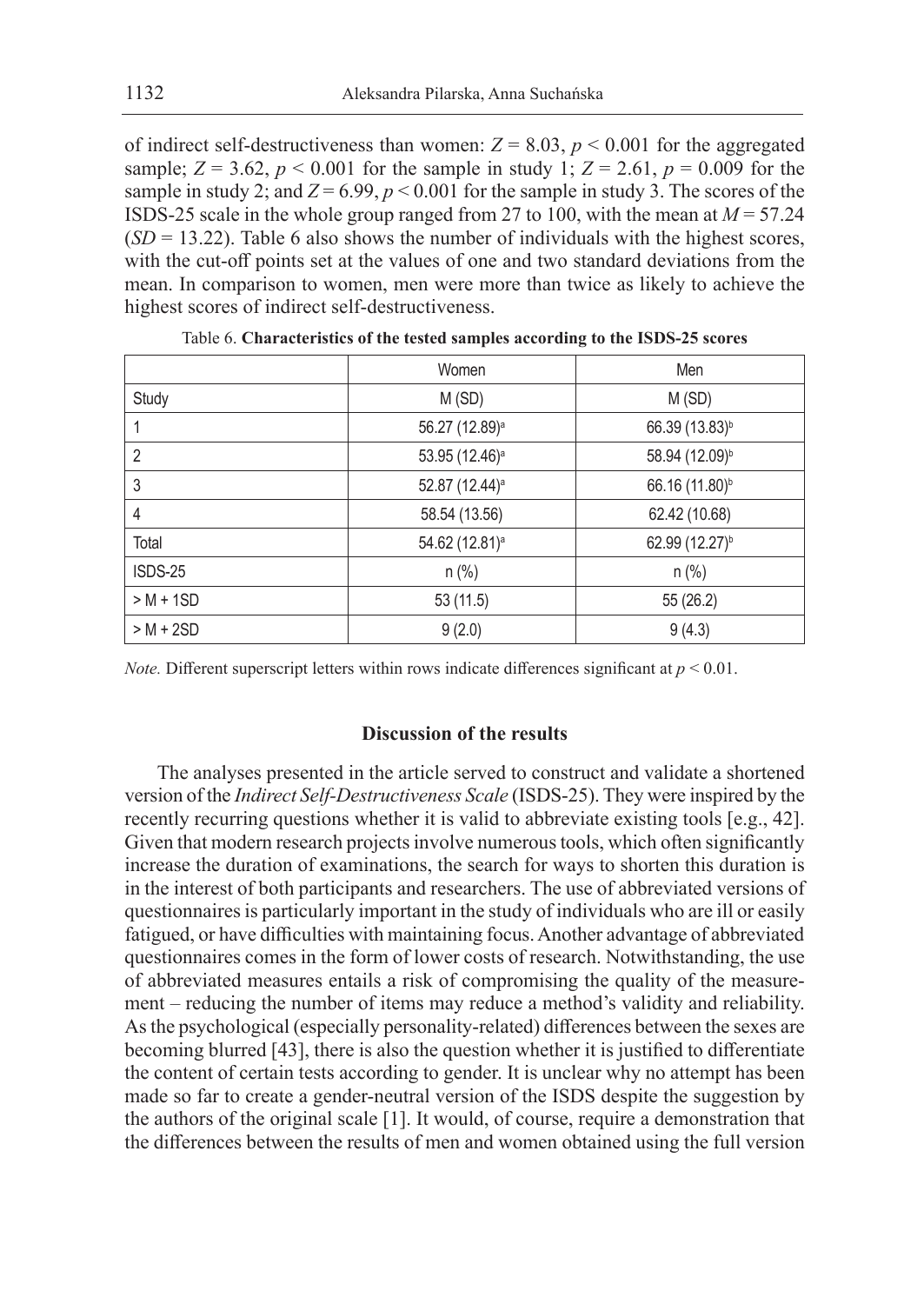of indirect self-destructiveness than women: $Z = 8.03$, $p < 0.001$ for the aggregated sample; $Z = 3.62$, $p < 0.001$ for the sample in study 1; $Z = 2.61$, $p = 0.009$ for the sample in study 2; and $Z = 6.99$, $p < 0.001$ for the sample in study 3. The scores of the ISDS-25 scale in the whole group ranged from 27 to 100, with the mean at $M = 57.24$ ($SD = 13.22$). Table 6 also shows the number of individuals with the highest scores, with the cut-off points set at the values of one and two standard deviations from the mean. In comparison to women, men were more than twice as likely to achieve the highest scores of indirect self-destructiveness.

Table 6. **Characteristics of the tested samples according to the ISDS-25 scores**

| | Women | Men |
|---|---|---|
| Study | M (SD) | M (SD) |
| 1 | 56.27 (12.89)[a] | 66.39 (13.83)[b] |
| 2 | 53.95 (12.46)[a] | 58.94 (12.09)[b] |
| 3 | 52.87 (12.44)[a] | 66.16 (11.80)[b] |
| 4 | 58.54 (13.56) | 62.42 (10.68) |
| Total | 54.62 (12.81)[a] | 62.99 (12.27)[b] |
| ISDS-25 | n (%) | n (%) |
| > M + 1SD | 53 (11.5) | 55 (26.2) |
| > M + 2SD | 9 (2.0) | 9 (4.3) |

*Note.* Different superscript letters within rows indicate differences significant at $p < 0.01$.

### Discussion of the results

The analyses presented in the article served to construct and validate a shortened version of the *Indirect Self-Destructiveness Scale* (ISDS-25). They were inspired by the recently recurring questions whether it is valid to abbreviate existing tools [e.g., 42]. Given that modern research projects involve numerous tools, which often significantly increase the duration of examinations, the search for ways to shorten this duration is in the interest of both participants and researchers. The use of abbreviated versions of questionnaires is particularly important in the study of individuals who are ill or easily fatigued, or have difficulties with maintaining focus. Another advantage of abbreviated questionnaires comes in the form of lower costs of research. Notwithstanding, the use of abbreviated measures entails a risk of compromising the quality of the measurement – reducing the number of items may reduce a method's validity and reliability. As the psychological (especially personality-related) differences between the sexes are becoming blurred [43], there is also the question whether it is justified to differentiate the content of certain tests according to gender. It is unclear why no attempt has been made so far to create a gender-neutral version of the ISDS despite the suggestion by the authors of the original scale [1]. It would, of course, require a demonstration that the differences between the results of men and women obtained using the full version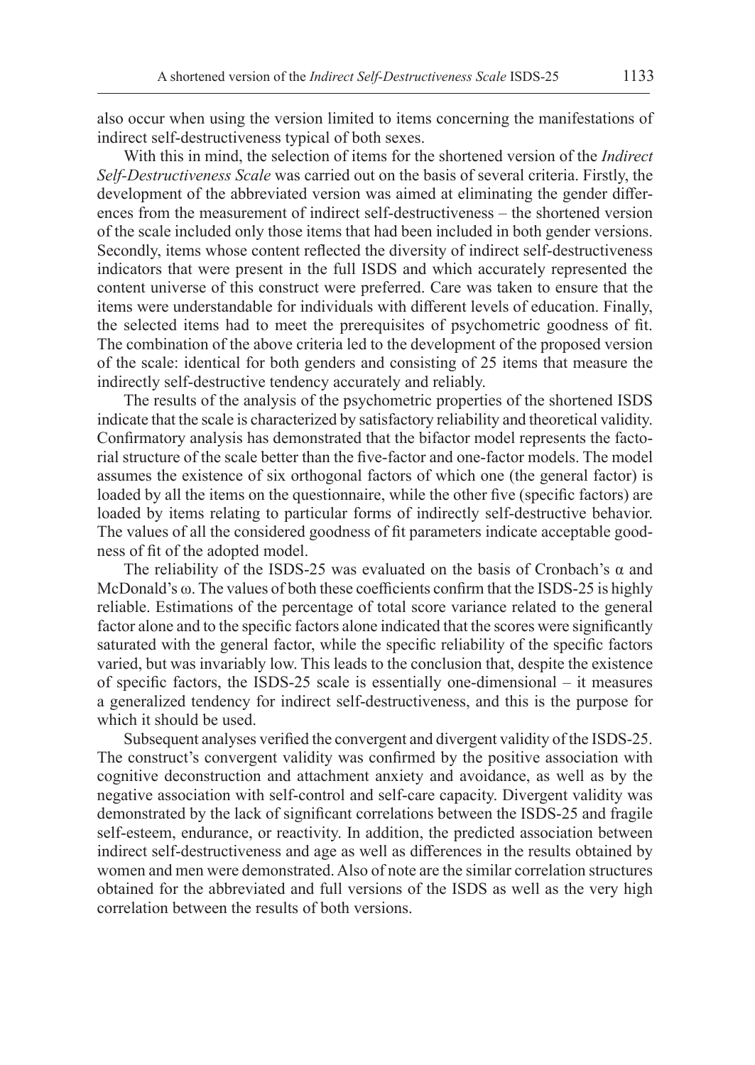also occur when using the version limited to items concerning the manifestations of indirect self-destructiveness typical of both sexes.

With this in mind, the selection of items for the shortened version of the *Indirect Self-Destructiveness Scale* was carried out on the basis of several criteria. Firstly, the development of the abbreviated version was aimed at eliminating the gender differences from the measurement of indirect self-destructiveness – the shortened version of the scale included only those items that had been included in both gender versions. Secondly, items whose content reflected the diversity of indirect self-destructiveness indicators that were present in the full ISDS and which accurately represented the content universe of this construct were preferred. Care was taken to ensure that the items were understandable for individuals with different levels of education. Finally, the selected items had to meet the prerequisites of psychometric goodness of fit. The combination of the above criteria led to the development of the proposed version of the scale: identical for both genders and consisting of 25 items that measure the indirectly self-destructive tendency accurately and reliably.

The results of the analysis of the psychometric properties of the shortened ISDS indicate that the scale is characterized by satisfactory reliability and theoretical validity. Confirmatory analysis has demonstrated that the bifactor model represents the factorial structure of the scale better than the five-factor and one-factor models. The model assumes the existence of six orthogonal factors of which one (the general factor) is loaded by all the items on the questionnaire, while the other five (specific factors) are loaded by items relating to particular forms of indirectly self-destructive behavior. The values of all the considered goodness of fit parameters indicate acceptable goodness of fit of the adopted model.

The reliability of the ISDS-25 was evaluated on the basis of Cronbach's $\alpha$ and McDonald's $\omega$. The values of both these coefficients confirm that the ISDS-25 is highly reliable. Estimations of the percentage of total score variance related to the general factor alone and to the specific factors alone indicated that the scores were significantly saturated with the general factor, while the specific reliability of the specific factors varied, but was invariably low. This leads to the conclusion that, despite the existence of specific factors, the ISDS-25 scale is essentially one-dimensional – it measures a generalized tendency for indirect self-destructiveness, and this is the purpose for which it should be used.

Subsequent analyses verified the convergent and divergent validity of the ISDS-25. The construct's convergent validity was confirmed by the positive association with cognitive deconstruction and attachment anxiety and avoidance, as well as by the negative association with self-control and self-care capacity. Divergent validity was demonstrated by the lack of significant correlations between the ISDS-25 and fragile self-esteem, endurance, or reactivity. In addition, the predicted association between indirect self-destructiveness and age as well as differences in the results obtained by women and men were demonstrated. Also of note are the similar correlation structures obtained for the abbreviated and full versions of the ISDS as well as the very high correlation between the results of both versions.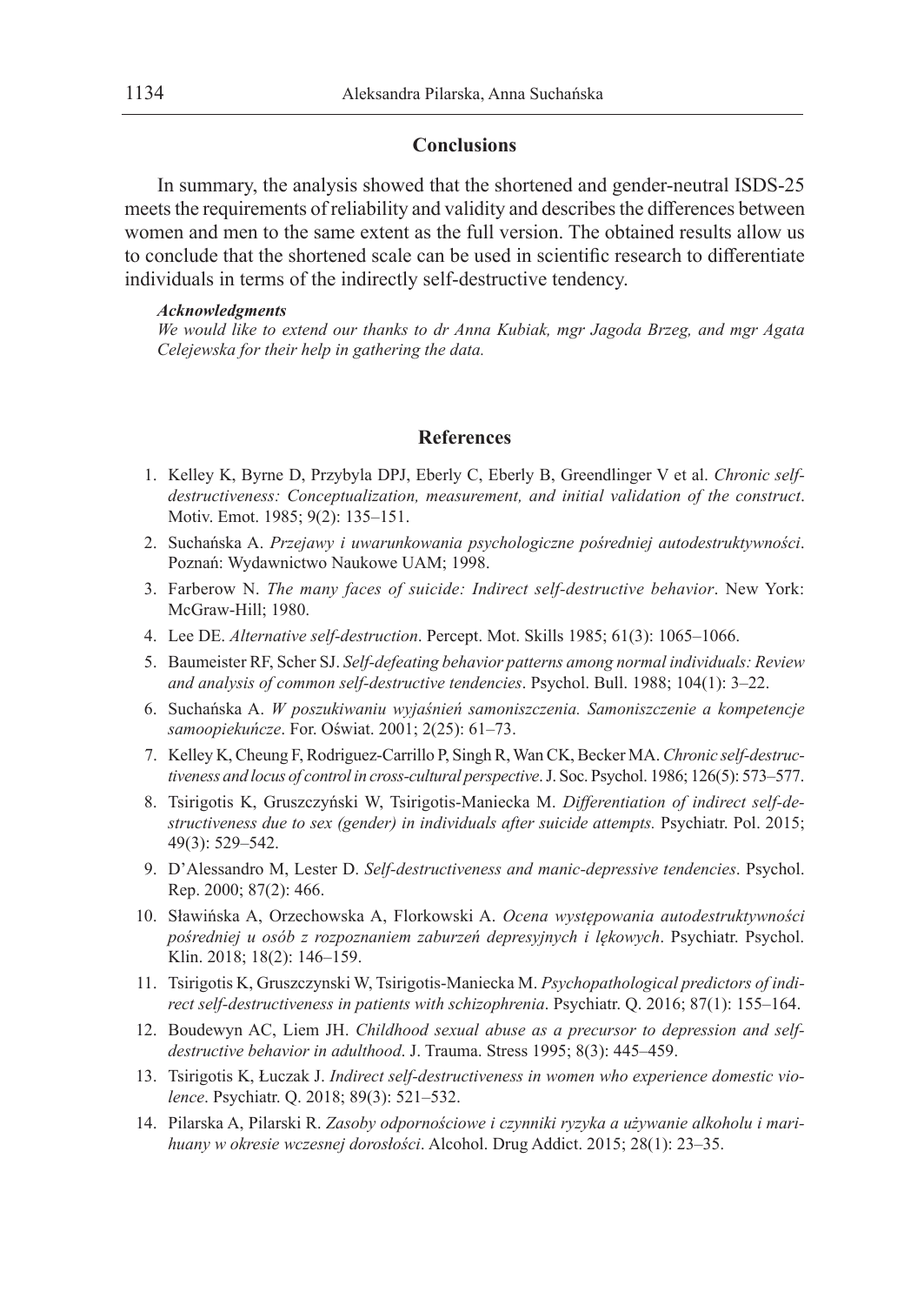## Conclusions

In summary, the analysis showed that the shortened and gender-neutral ISDS-25 meets the requirements of reliability and validity and describes the differences between women and men to the same extent as the full version. The obtained results allow us to conclude that the shortened scale can be used in scientific research to differentiate individuals in terms of the indirectly self-destructive tendency.

***Acknowledgments***

*We would like to extend our thanks to dr Anna Kubiak, mgr Jagoda Brzeg, and mgr Agata Celejewska for their help in gathering the data.*

## References

1. Kelley K, Byrne D, Przybyla DPJ, Eberly C, Eberly B, Greendlinger V et al. *Chronic self-destructiveness: Conceptualization, measurement, and initial validation of the construct*. Motiv. Emot. 1985; 9(2): 135–151.
2. Suchańska A. *Przejawy i uwarunkowania psychologiczne pośredniej autodestruktywności*. Poznań: Wydawnictwo Naukowe UAM; 1998.
3. Farberow N. *The many faces of suicide: Indirect self-destructive behavior*. New York: McGraw-Hill; 1980.
4. Lee DE. *Alternative self-destruction*. Percept. Mot. Skills 1985; 61(3): 1065–1066.
5. Baumeister RF, Scher SJ. *Self-defeating behavior patterns among normal individuals: Review and analysis of common self-destructive tendencies*. Psychol. Bull. 1988; 104(1): 3–22.
6. Suchańska A. *W poszukiwaniu wyjaśnień samoniszczenia. Samoniszczenie a kompetencje samoopiekuńcze*. For. Oświat. 2001; 2(25): 61–73.
7. Kelley K, Cheung F, Rodriguez-Carrillo P, Singh R, Wan CK, Becker MA. *Chronic self-destructiveness and locus of control in cross-cultural perspective*. J. Soc. Psychol. 1986; 126(5): 573–577.
8. Tsirigotis K, Gruszczyński W, Tsirigotis-Maniecka M. *Differentiation of indirect self-destructiveness due to sex (gender) in individuals after suicide attempts.* Psychiatr. Pol. 2015; 49(3): 529–542.
9. D'Alessandro M, Lester D. *Self-destructiveness and manic-depressive tendencies*. Psychol. Rep. 2000; 87(2): 466.
10. Sławińska A, Orzechowska A, Florkowski A. *Ocena występowania autodestruktywności pośredniej u osób z rozpoznaniem zaburzeń depresyjnych i lękowych*. Psychiatr. Psychol. Klin. 2018; 18(2): 146–159.
11. Tsirigotis K, Gruszczynski W, Tsirigotis-Maniecka M. *Psychopathological predictors of indirect self-destructiveness in patients with schizophrenia*. Psychiatr. Q. 2016; 87(1): 155–164.
12. Boudewyn AC, Liem JH. *Childhood sexual abuse as a precursor to depression and self-destructive behavior in adulthood*. J. Trauma. Stress 1995; 8(3): 445–459.
13. Tsirigotis K, Łuczak J. *Indirect self-destructiveness in women who experience domestic violence*. Psychiatr. Q. 2018; 89(3): 521–532.
14. Pilarska A, Pilarski R. *Zasoby odpornościowe i czynniki ryzyka a używanie alkoholu i marihuany w okresie wczesnej dorosłości*. Alcohol. Drug Addict. 2015; 28(1): 23–35.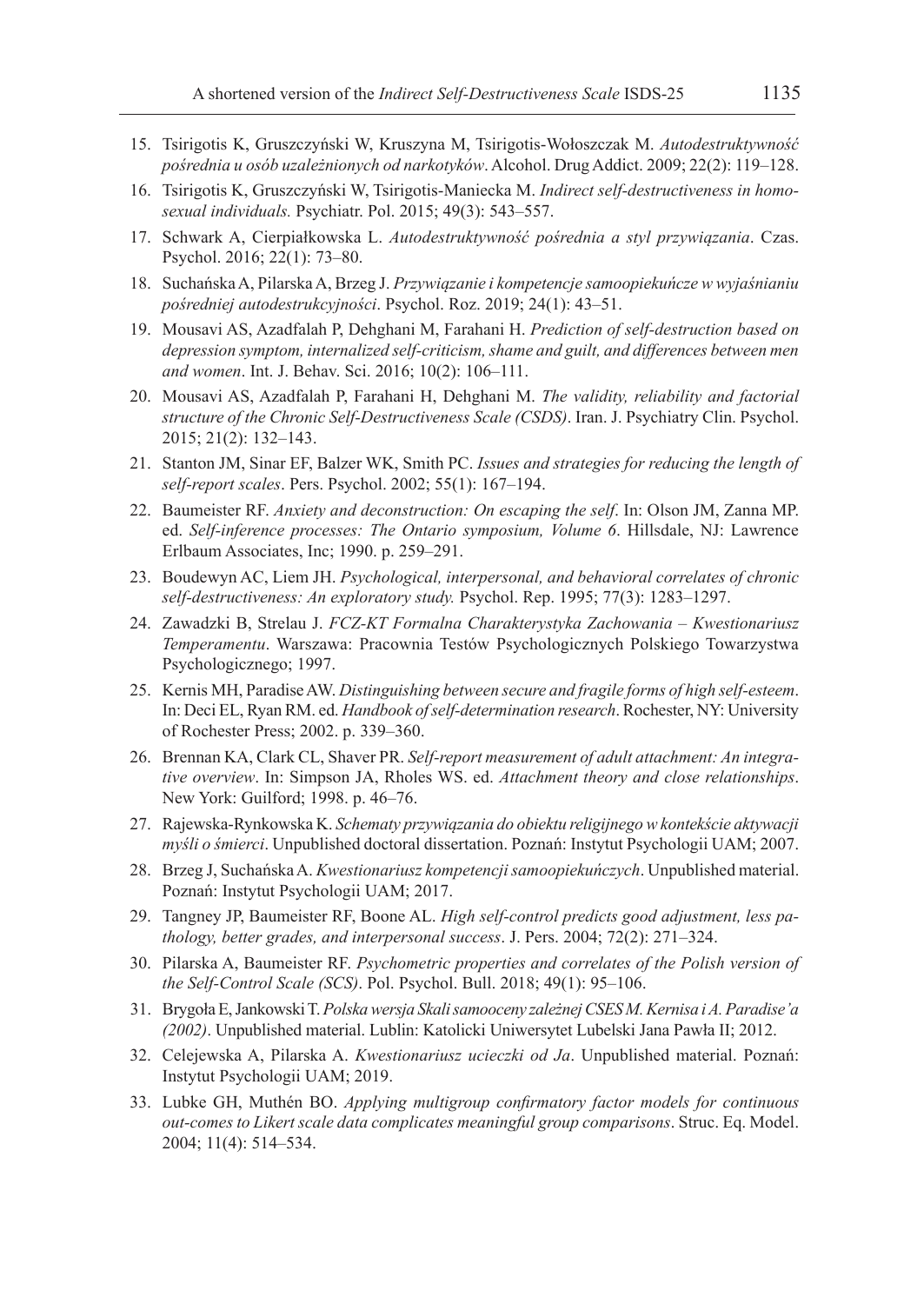15. Tsirigotis K, Gruszczyński W, Kruszyna M, Tsirigotis-Wołoszczak M. *Autodestruktywność pośrednia u osób uzależnionych od narkotyków*. Alcohol. Drug Addict. 2009; 22(2): 119–128.
16. Tsirigotis K, Gruszczyński W, Tsirigotis-Maniecka M. *Indirect self-destructiveness in homosexual individuals.* Psychiatr. Pol. 2015; 49(3): 543–557.
17. Schwark A, Cierpiałkowska L. *Autodestruktywność pośrednia a styl przywiązania*. Czas. Psychol. 2016; 22(1): 73–80.
18. Suchańska A, Pilarska A, Brzeg J. *Przywiązanie i kompetencje samoopiekuńcze w wyjaśnianiu pośredniej autodestrukcyjności*. Psychol. Roz. 2019; 24(1): 43–51.
19. Mousavi AS, Azadfalah P, Dehghani M, Farahani H. *Prediction of self-destruction based on depression symptom, internalized self-criticism, shame and guilt, and differences between men and women*. Int. J. Behav. Sci. 2016; 10(2): 106–111.
20. Mousavi AS, Azadfalah P, Farahani H, Dehghani M. *The validity, reliability and factorial structure of the Chronic Self-Destructiveness Scale (CSDS)*. Iran. J. Psychiatry Clin. Psychol. 2015; 21(2): 132–143.
21. Stanton JM, Sinar EF, Balzer WK, Smith PC. *Issues and strategies for reducing the length of self-report scales*. Pers. Psychol. 2002; 55(1): 167–194.
22. Baumeister RF. *Anxiety and deconstruction: On escaping the self*. In: Olson JM, Zanna MP. ed. *Self-inference processes: The Ontario symposium, Volume 6*. Hillsdale, NJ: Lawrence Erlbaum Associates, Inc; 1990. p. 259–291.
23. Boudewyn AC, Liem JH. *Psychological, interpersonal, and behavioral correlates of chronic self-destructiveness: An exploratory study.* Psychol. Rep. 1995; 77(3): 1283–1297.
24. Zawadzki B, Strelau J. *FCZ-KT Formalna Charakterystyka Zachowania – Kwestionariusz Temperamentu*. Warszawa: Pracownia Testów Psychologicznych Polskiego Towarzystwa Psychologicznego; 1997.
25. Kernis MH, Paradise AW. *Distinguishing between secure and fragile forms of high self-esteem*. In: Deci EL, Ryan RM. ed. *Handbook of self-determination research*. Rochester, NY: University of Rochester Press; 2002. p. 339–360.
26. Brennan KA, Clark CL, Shaver PR. *Self-report measurement of adult attachment: An integrative overview*. In: Simpson JA, Rholes WS. ed. *Attachment theory and close relationships*. New York: Guilford; 1998. p. 46–76.
27. Rajewska-Rynkowska K. *Schematy przywiązania do obiektu religijnego w kontekście aktywacji myśli o śmierci*. Unpublished doctoral dissertation. Poznań: Instytut Psychologii UAM; 2007.
28. Brzeg J, Suchańska A. *Kwestionariusz kompetencji samoopiekuńczych*. Unpublished material. Poznań: Instytut Psychologii UAM; 2017.
29. Tangney JP, Baumeister RF, Boone AL. *High self-control predicts good adjustment, less pathology, better grades, and interpersonal success*. J. Pers. 2004; 72(2): 271–324.
30. Pilarska A, Baumeister RF. *Psychometric properties and correlates of the Polish version of the Self-Control Scale (SCS)*. Pol. Psychol. Bull. 2018; 49(1): 95–106.
31. Brygoła E, Jankowski T. *Polska wersja Skali samooceny zależnej CSES M. Kernisa i A. Paradise'a (2002)*. Unpublished material. Lublin: Katolicki Uniwersytet Lubelski Jana Pawła II; 2012.
32. Celejewska A, Pilarska A. *Kwestionariusz ucieczki od Ja*. Unpublished material. Poznań: Instytut Psychologii UAM; 2019.
33. Lubke GH, Muthén BO. *Applying multigroup confirmatory factor models for continuous out-comes to Likert scale data complicates meaningful group comparisons*. Struc. Eq. Model. 2004; 11(4): 514–534.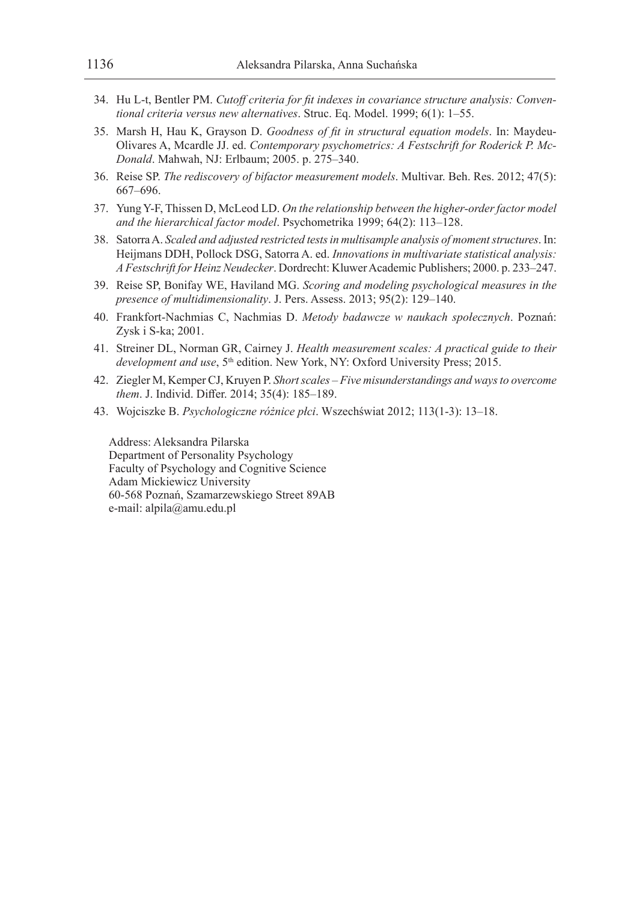34. Hu L-t, Bentler PM. *Cutoff criteria for fit indexes in covariance structure analysis: Conventional criteria versus new alternatives*. Struc. Eq. Model. 1999; 6(1): 1–55.
35. Marsh H, Hau K, Grayson D. *Goodness of fit in structural equation models*. In: Maydeu-Olivares A, Mcardle JJ. ed. *Contemporary psychometrics: A Festschrift for Roderick P. McDonald*. Mahwah, NJ: Erlbaum; 2005. p. 275–340.
36. Reise SP. *The rediscovery of bifactor measurement models*. Multivar. Beh. Res. 2012; 47(5): 667–696.
37. Yung Y-F, Thissen D, McLeod LD. *On the relationship between the higher-order factor model and the hierarchical factor model*. Psychometrika 1999; 64(2): 113–128.
38. Satorra A. *Scaled and adjusted restricted tests in multisample analysis of moment structures*. In: Heijmans DDH, Pollock DSG, Satorra A. ed. *Innovations in multivariate statistical analysis: A Festschrift for Heinz Neudecker*. Dordrecht: Kluwer Academic Publishers; 2000. p. 233–247.
39. Reise SP, Bonifay WE, Haviland MG. *Scoring and modeling psychological measures in the presence of multidimensionality*. J. Pers. Assess. 2013; 95(2): 129–140.
40. Frankfort-Nachmias C, Nachmias D. *Metody badawcze w naukach społecznych*. Poznań: Zysk i S-ka; 2001.
41. Streiner DL, Norman GR, Cairney J. *Health measurement scales: A practical guide to their development and use*, 5th edition. New York, NY: Oxford University Press; 2015.
42. Ziegler M, Kemper CJ, Kruyen P. *Short scales – Five misunderstandings and ways to overcome them*. J. Individ. Differ. 2014; 35(4): 185–189.
43. Wojciszke B. *Psychologiczne różnice płci*. Wszechświat 2012; 113(1-3): 13–18.

Address: Aleksandra Pilarska
Department of Personality Psychology
Faculty of Psychology and Cognitive Science
Adam Mickiewicz University
60-568 Poznań, Szamarzewskiego Street 89AB
e-mail: alpila@amu.edu.pl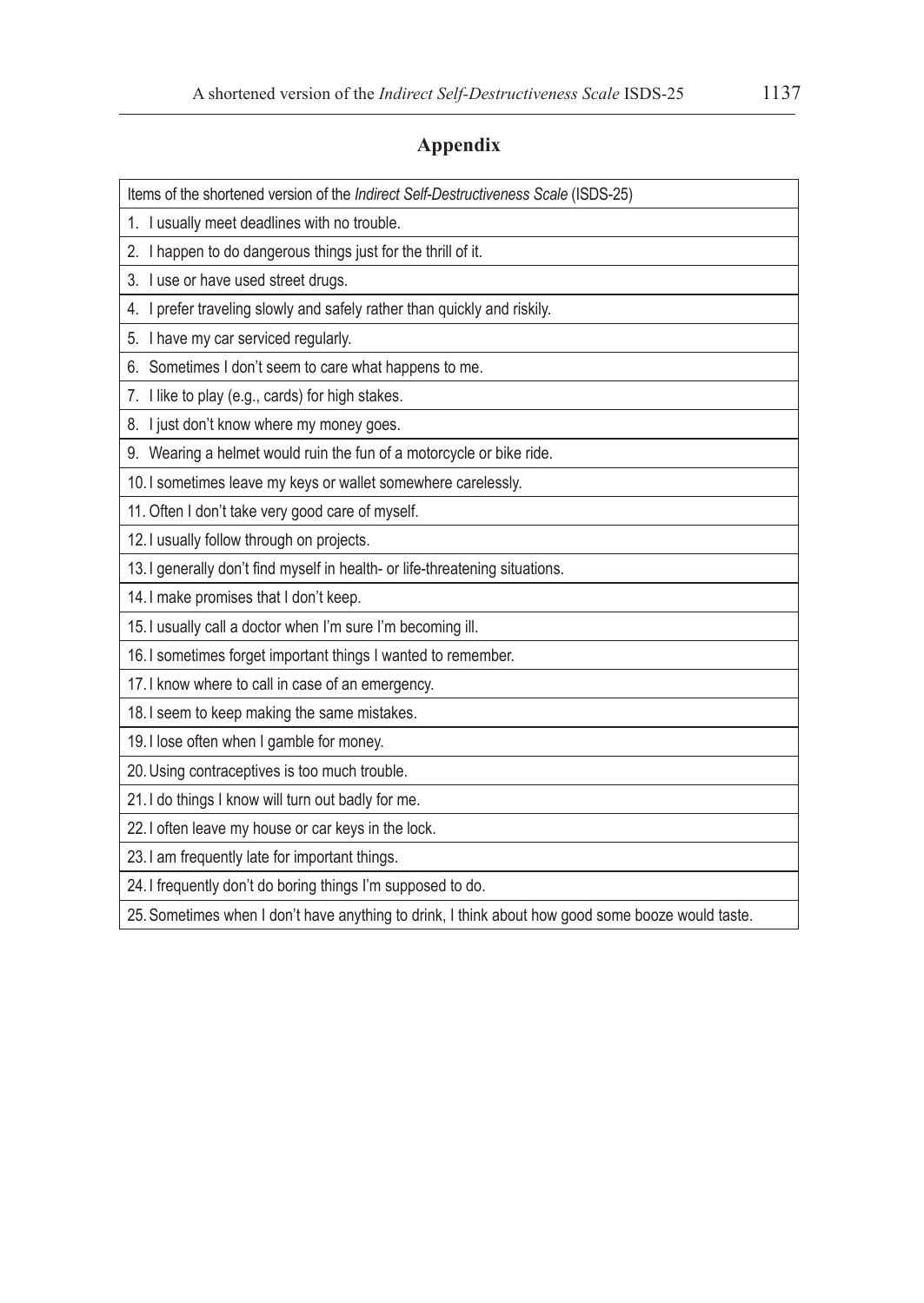# Appendix

| Items of the shortened version of the *Indirect Self-Destructiveness Scale* (ISDS-25) |
|---|
| 1. I usually meet deadlines with no trouble. |
| 2. I happen to do dangerous things just for the thrill of it. |
| 3. I use or have used street drugs. |
| 4. I prefer traveling slowly and safely rather than quickly and riskily. |
| 5. I have my car serviced regularly. |
| 6. Sometimes I don't seem to care what happens to me. |
| 7. I like to play (e.g., cards) for high stakes. |
| 8. I just don't know where my money goes. |
| 9. Wearing a helmet would ruin the fun of a motorcycle or bike ride. |
| 10. I sometimes leave my keys or wallet somewhere carelessly. |
| 11. Often I don't take very good care of myself. |
| 12. I usually follow through on projects. |
| 13. I generally don't find myself in health- or life-threatening situations. |
| 14. I make promises that I don't keep. |
| 15. I usually call a doctor when I'm sure I'm becoming ill. |
| 16. I sometimes forget important things I wanted to remember. |
| 17. I know where to call in case of an emergency. |
| 18. I seem to keep making the same mistakes. |
| 19. I lose often when I gamble for money. |
| 20. Using contraceptives is too much trouble. |
| 21. I do things I know will turn out badly for me. |
| 22. I often leave my house or car keys in the lock. |
| 23. I am frequently late for important things. |
| 24. I frequently don't do boring things I'm supposed to do. |
| 25. Sometimes when I don't have anything to drink, I think about how good some booze would taste. |